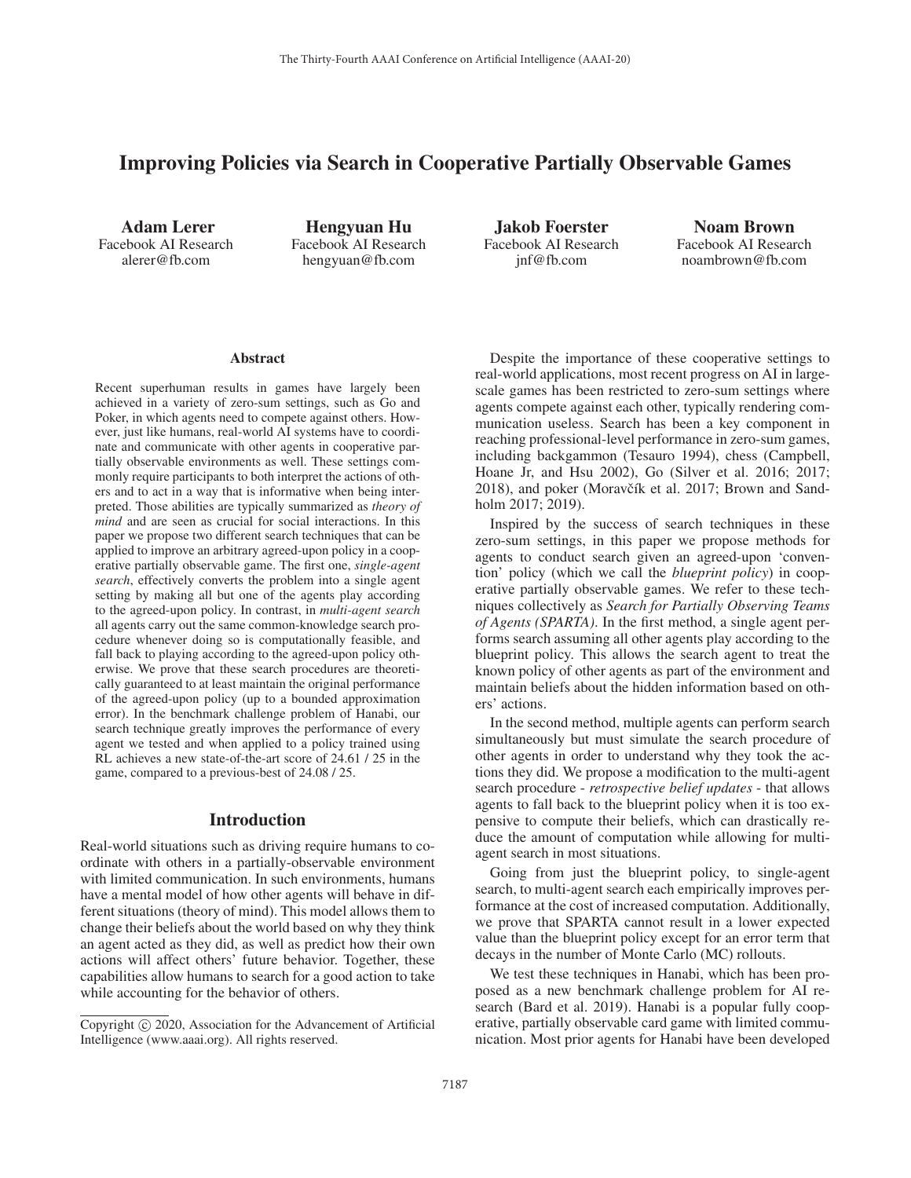# Improving Policies via Search in Cooperative Partially Observable Games

**Adam Lerer**
Facebook AI Research
alerer@fb.com

**Hengyuan Hu**
Facebook AI Research
hengyuan@fb.com

**Jakob Foerster**
Facebook AI Research
jnf@fb.com

**Noam Brown**
Facebook AI Research
noambrown@fb.com

## Abstract

Recent superhuman results in games have largely been achieved in a variety of zero-sum settings, such as Go and Poker, in which agents need to compete against others. However, just like humans, real-world AI systems have to coordinate and communicate with other agents in cooperative partially observable environments as well. These settings commonly require participants to both interpret the actions of others and to act in a way that is informative when being interpreted. Those abilities are typically summarized as *theory of mind* and are seen as crucial for social interactions. In this paper we propose two different search techniques that can be applied to improve an arbitrary agreed-upon policy in a cooperative partially observable game. The first one, *single-agent search*, effectively converts the problem into a single agent setting by making all but one of the agents play according to the agreed-upon policy. In contrast, in *multi-agent search* all agents carry out the same common-knowledge search procedure whenever doing so is computationally feasible, and fall back to playing according to the agreed-upon policy otherwise. We prove that these search procedures are theoretically guaranteed to at least maintain the original performance of the agreed-upon policy (up to a bounded approximation error). In the benchmark challenge problem of Hanabi, our search technique greatly improves the performance of every agent we tested and when applied to a policy trained using RL achieves a new state-of-the-art score of 24.61 / 25 in the game, compared to a previous-best of 24.08 / 25.

## Introduction

Real-world situations such as driving require humans to coordinate with others in a partially-observable environment with limited communication. In such environments, humans have a mental model of how other agents will behave in different situations (theory of mind). This model allows them to change their beliefs about the world based on why they think an agent acted as they did, as well as predict how their own actions will affect others' future behavior. Together, these capabilities allow humans to search for a good action to take while accounting for the behavior of others.

Despite the importance of these cooperative settings to real-world applications, most recent progress on AI in large-scale games has been restricted to zero-sum settings where agents compete against each other, typically rendering communication useless. Search has been a key component in reaching professional-level performance in zero-sum games, including backgammon (Tesauro 1994), chess (Campbell, Hoane Jr, and Hsu 2002), Go (Silver et al. 2016; 2017; 2018), and poker (Moravčík et al. 2017; Brown and Sandholm 2017; 2019).

Inspired by the success of search techniques in these zero-sum settings, in this paper we propose methods for agents to conduct search given an agreed-upon 'convention' policy (which we call the *blueprint policy*) in cooperative partially observable games. We refer to these techniques collectively as *Search for Partially Observing Teams of Agents (SPARTA)*. In the first method, a single agent performs search assuming all other agents play according to the blueprint policy. This allows the search agent to treat the known policy of other agents as part of the environment and maintain beliefs about the hidden information based on others' actions.

In the second method, multiple agents can perform search simultaneously but must simulate the search procedure of other agents in order to understand why they took the actions they did. We propose a modification to the multi-agent search procedure - *retrospective belief updates* - that allows agents to fall back to the blueprint policy when it is too expensive to compute their beliefs, which can drastically reduce the amount of computation while allowing for multi-agent search in most situations.

Going from just the blueprint policy, to single-agent search, to multi-agent search each empirically improves performance at the cost of increased computation. Additionally, we prove that SPARTA cannot result in a lower expected value than the blueprint policy except for an error term that decays in the number of Monte Carlo (MC) rollouts.

We test these techniques in Hanabi, which has been proposed as a new benchmark challenge problem for AI research (Bard et al. 2019). Hanabi is a popular fully cooperative, partially observable card game with limited communication. Most prior agents for Hanabi have been developed

Copyright © 2020, Association for the Advancement of Artificial Intelligence (www.aaai.org). All rights reserved.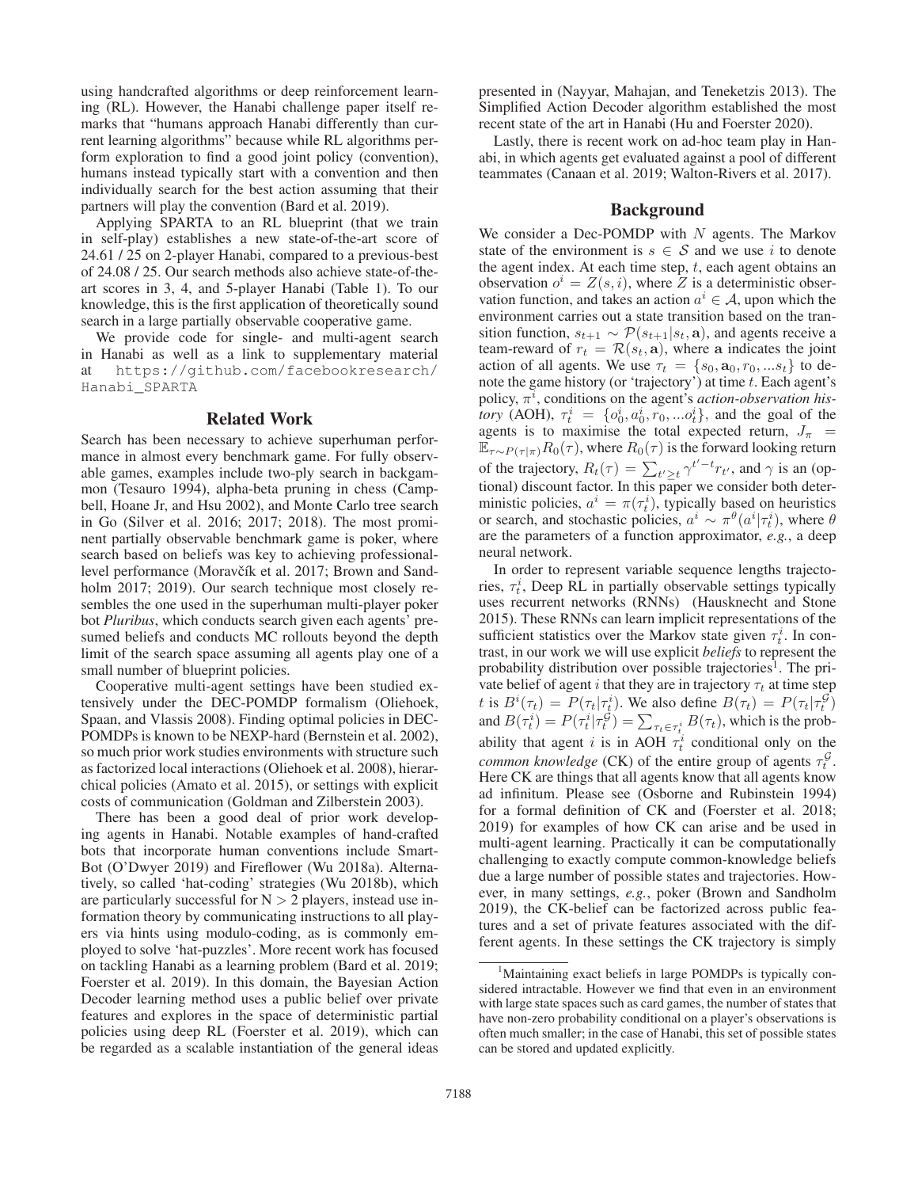using handcrafted algorithms or deep reinforcement learning (RL). However, the Hanabi challenge paper itself remarks that "humans approach Hanabi differently than current learning algorithms" because while RL algorithms perform exploration to find a good joint policy (convention), humans instead typically start with a convention and then individually search for the best action assuming that their partners will play the convention (Bard et al. 2019).

Applying SPARTA to an RL blueprint (that we train in self-play) establishes a new state-of-the-art score of 24.61 / 25 on 2-player Hanabi, compared to a previous-best of 24.08 / 25. Our search methods also achieve state-of-the-art scores in 3, 4, and 5-player Hanabi (Table 1). To our knowledge, this is the first application of theoretically sound search in a large partially observable cooperative game.

We provide code for single- and multi-agent search in Hanabi as well as a link to supplementary material at https://github.com/facebookresearch/Hanabi_SPARTA

## Related Work

Search has been necessary to achieve superhuman performance in almost every benchmark game. For fully observable games, examples include two-ply search in backgammon (Tesauro 1994), alpha-beta pruning in chess (Campbell, Hoane Jr, and Hsu 2002), and Monte Carlo tree search in Go (Silver et al. 2016; 2017; 2018). The most prominent partially observable benchmark game is poker, where search based on beliefs was key to achieving professional-level performance (Moravčík et al. 2017; Brown and Sandholm 2017; 2019). Our search technique most closely resembles the one used in the superhuman multi-player poker bot *Pluribus*, which conducts search given each agents' presumed beliefs and conducts MC rollouts beyond the depth limit of the search space assuming all agents play one of a small number of blueprint policies.

Cooperative multi-agent settings have been studied extensively under the DEC-POMDP formalism (Oliehoek, Spaan, and Vlassis 2008). Finding optimal policies in DEC-POMDPs is known to be NEXP-hard (Bernstein et al. 2002), so much prior work studies environments with structure such as factorized local interactions (Oliehoek et al. 2008), hierarchical policies (Amato et al. 2015), or settings with explicit costs of communication (Goldman and Zilberstein 2003).

There has been a good deal of prior work developing agents in Hanabi. Notable examples of hand-crafted bots that incorporate human conventions include SmartBot (O'Dwyer 2019) and Fireflower (Wu 2018a). Alternatively, so called 'hat-coding' strategies (Wu 2018b), which are particularly successful for N > 2 players, instead use information theory by communicating instructions to all players via hints using modulo-coding, as is commonly employed to solve 'hat-puzzles'. More recent work has focused on tackling Hanabi as a learning problem (Bard et al. 2019; Foerster et al. 2019). In this domain, the Bayesian Action Decoder learning method uses a public belief over private features and explores in the space of deterministic partial policies using deep RL (Foerster et al. 2019), which can be regarded as a scalable instantiation of the general ideas presented in (Nayyar, Mahajan, and Teneketzis 2013). The Simplified Action Decoder algorithm established the most recent state of the art in Hanabi (Hu and Foerster 2020).

Lastly, there is recent work on ad-hoc team play in Hanabi, in which agents get evaluated against a pool of different teammates (Canaan et al. 2019; Walton-Rivers et al. 2017).

## Background

We consider a Dec-POMDP with $N$ agents. The Markov state of the environment is $s \in \mathcal{S}$ and we use $i$ to denote the agent index. At each time step, $t$, each agent obtains an observation $o^i = Z(s, i)$, where $Z$ is a deterministic observation function, and takes an action $a^i \in \mathcal{A}$, upon which the environment carries out a state transition based on the transition function, $s_{t+1} \sim \mathcal{P}(s_{t+1}|s_t, \mathbf{a})$, and agents receive a team-reward of $r_t = \mathcal{R}(s_t, \mathbf{a})$, where $\mathbf{a}$ indicates the joint action of all agents. We use $\tau_t = \{s_0, \mathbf{a}_0, r_0, ...s_t\}$ to denote the game history (or 'trajectory') at time $t$. Each agent's policy, $\pi^i$, conditions on the agent's *action-observation history* (AOH), $\tau^i_t = \{o^i_0, a^i_0, r_0, ...o^i_t\}$, and the goal of the agents is to maximise the total expected return, $J_\pi = \mathbb{E}_{\tau \sim P(\tau|\pi)} R_0(\tau)$, where $R_0(\tau)$ is the forward looking return of the trajectory, $R_t(\tau) = \sum_{t' \geq t} \gamma^{t'-t} r_{t'}$, and $\gamma$ is an (optional) discount factor. In this paper we consider both deterministic policies, $a^i = \pi(\tau^i_t)$, typically based on heuristics or search, and stochastic policies, $a^i \sim \pi^\theta(a^i|\tau^i_t)$, where $\theta$ are the parameters of a function approximator, *e.g.*, a deep neural network.

In order to represent variable sequence lengths trajectories, $\tau^i_t$, Deep RL in partially observable settings typically uses recurrent networks (RNNs) (Hausknecht and Stone 2015). These RNNs can learn implicit representations of the sufficient statistics over the Markov state given $\tau^i_t$. In contrast, in our work we will use explicit *beliefs* to represent the probability distribution over possible trajectories[1]. The private belief of agent $i$ that they are in trajectory $\tau_t$ at time step $t$ is $B^i(\tau_t) = P(\tau_t|\tau^i_t)$. We also define $B(\tau_t) = P(\tau_t|\tau^{\mathcal{G}}_t)$ and $B(\tau^i_t) = P(\tau^i_t|\tau^{\mathcal{G}}_t) = \sum_{\tau_t \in \tau^i_t} B(\tau_t)$, which is the probability that agent $i$ is in AOH $\tau^i_t$ conditional only on the *common knowledge* (CK) of the entire group of agents $\tau^{\mathcal{G}}_t$. Here CK are things that all agents know that all agents know ad infinitum. Please see (Osborne and Rubinstein 1994) for a formal definition of CK and (Foerster et al. 2018; 2019) for examples of how CK can arise and be used in multi-agent learning. Practically it can be computationally challenging to exactly compute common-knowledge beliefs due a large number of possible states and trajectories. However, in many settings, *e.g.*, poker (Brown and Sandholm 2019), the CK-belief can be factorized across public features and a set of private features associated with the different agents. In these settings the CK trajectory is simply

[1] Maintaining exact beliefs in large POMDPs is typically considered intractable. However we find that even in an environment with large state spaces such as card games, the number of states that have non-zero probability conditional on a player's observations is often much smaller; in the case of Hanabi, this set of possible states can be stored and updated explicitly.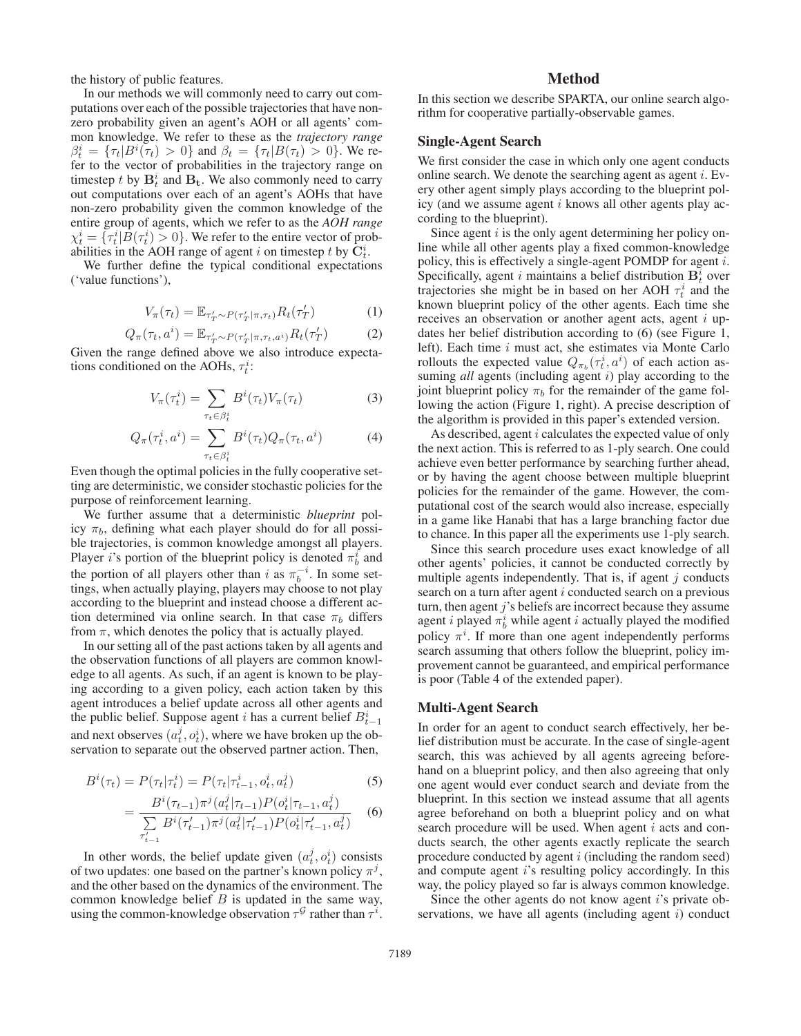the history of public features.

In our methods we will commonly need to carry out computations over each of the possible trajectories that have nonzero probability given an agent's AOH or all agents' common knowledge. We refer to these as the *trajectory range* $\beta_t^i = \{\tau_t | B^i(\tau_t) > 0\}$ and $\beta_t = \{\tau_t | B(\tau_t) > 0\}$. We refer to the vector of probabilities in the trajectory range on timestep $t$ by $\mathbf{B}_t^i$ and $\mathbf{B_t}$. We also commonly need to carry out computations over each of an agent's AOHs that have non-zero probability given the common knowledge of the entire group of agents, which we refer to as the *AOH range* $\chi_t^i = \{\tau_t^i | B(\tau_t^i) > 0\}$. We refer to the entire vector of probabilities in the AOH range of agent $i$ on timestep $t$ by $\mathbf{C}_t^i$.

We further define the typical conditional expectations ('value functions'),

$$V_\pi(\tau_t) = \mathbb{E}_{\tau_T' \sim P(\tau_T' | \pi, \tau_t)} R_t(\tau_T') \tag{1}$$

$$Q_\pi(\tau_t, a^i) = \mathbb{E}_{\tau_T' \sim P(\tau_T' | \pi, \tau_t, a^i)} R_t(\tau_T') \tag{2}$$

Given the range defined above we also introduce expectations conditioned on the AOHs, $\tau_t^i$:

$$V_\pi(\tau_t^i) = \sum_{\tau_t \in \beta_t^i} B^i(\tau_t) V_\pi(\tau_t) \tag{3}$$

$$Q_\pi(\tau_t^i, a^i) = \sum_{\tau_t \in \beta_t^i} B^i(\tau_t) Q_\pi(\tau_t, a^i) \tag{4}$$

Even though the optimal policies in the fully cooperative setting are deterministic, we consider stochastic policies for the purpose of reinforcement learning.

We further assume that a deterministic *blueprint* policy $\pi_b$, defining what each player should do for all possible trajectories, is common knowledge amongst all players. Player $i$'s portion of the blueprint policy is denoted $\pi_b^i$ and the portion of all players other than $i$ as $\pi_b^{-i}$. In some settings, when actually playing, players may choose to not play according to the blueprint and instead choose a different action determined via online search. In that case $\pi_b$ differs from $\pi$, which denotes the policy that is actually played.

In our setting all of the past actions taken by all agents and the observation functions of all players are common knowledge to all agents. As such, if an agent is known to be playing according to a given policy, each action taken by this agent introduces a belief update across all other agents and the public belief. Suppose agent $i$ has a current belief $B_{t-1}^i$ and next observes $(a_t^j, o_t^i)$, where we have broken up the observation to separate out the observed partner action. Then,

$$B^i(\tau_t) = P(\tau_t | \tau_t^i) = P(\tau_t | \tau_{t-1}^i, o_t^i, a_t^j) \tag{5}$$

$$= \frac{B^i(\tau_{t-1}) \pi^j(a_t^j | \tau_{t-1}) P(o_t^i | \tau_{t-1}, a_t^j)}{\sum\limits_{\tau_{t-1}'} B^i(\tau_{t-1}') \pi^j(a_t^j | \tau_{t-1}') P(o_t^i | \tau_{t-1}', a_t^j)} \tag{6}$$

In other words, the belief update given $(a_t^j, o_t^i)$ consists of two updates: one based on the partner's known policy $\pi^j$, and the other based on the dynamics of the environment. The common knowledge belief $B$ is updated in the same way, using the common-knowledge observation $\tau^{\mathcal{G}}$ rather than $\tau^i$.

## Method

In this section we describe SPARTA, our online search algorithm for cooperative partially-observable games.

### Single-Agent Search

We first consider the case in which only one agent conducts online search. We denote the searching agent as agent $i$. Every other agent simply plays according to the blueprint policy (and we assume agent $i$ knows all other agents play according to the blueprint).

Since agent $i$ is the only agent determining her policy online while all other agents play a fixed common-knowledge policy, this is effectively a single-agent POMDP for agent $i$. Specifically, agent $i$ maintains a belief distribution $\mathbf{B}_t^i$ over trajectories she might be in based on her AOH $\tau_t^i$ and the known blueprint policy of the other agents. Each time she receives an observation or another agent acts, agent $i$ updates her belief distribution according to (6) (see Figure 1, left). Each time $i$ must act, she estimates via Monte Carlo rollouts the expected value $Q_{\pi_b}(\tau_t^i, a^i)$ of each action assuming *all* agents (including agent $i$) play according to the joint blueprint policy $\pi_b$ for the remainder of the game following the action (Figure 1, right). A precise description of the algorithm is provided in this paper's extended version.

As described, agent $i$ calculates the expected value of only the next action. This is referred to as 1-ply search. One could achieve even better performance by searching further ahead, or by having the agent choose between multiple blueprint policies for the remainder of the game. However, the computational cost of the search would also increase, especially in a game like Hanabi that has a large branching factor due to chance. In this paper all the experiments use 1-ply search.

Since this search procedure uses exact knowledge of all other agents' policies, it cannot be conducted correctly by multiple agents independently. That is, if agent $j$ conducts search on a turn after agent $i$ conducted search on a previous turn, then agent $j$'s beliefs are incorrect because they assume agent $i$ played $\pi_b^i$ while agent $i$ actually played the modified policy $\pi^i$. If more than one agent independently performs search assuming that others follow the blueprint, policy improvement cannot be guaranteed, and empirical performance is poor (Table 4 of the extended paper).

### Multi-Agent Search

In order for an agent to conduct search effectively, her belief distribution must be accurate. In the case of single-agent search, this was achieved by all agents agreeing beforehand on a blueprint policy, and then also agreeing that only one agent would ever conduct search and deviate from the blueprint. In this section we instead assume that all agents agree beforehand on both a blueprint policy and on what search procedure will be used. When agent $i$ acts and conducts search, the other agents exactly replicate the search procedure conducted by agent $i$ (including the random seed) and compute agent $i$'s resulting policy accordingly. In this way, the policy played so far is always common knowledge.

Since the other agents do not know agent $i$'s private observations, we have all agents (including agent $i$) conduct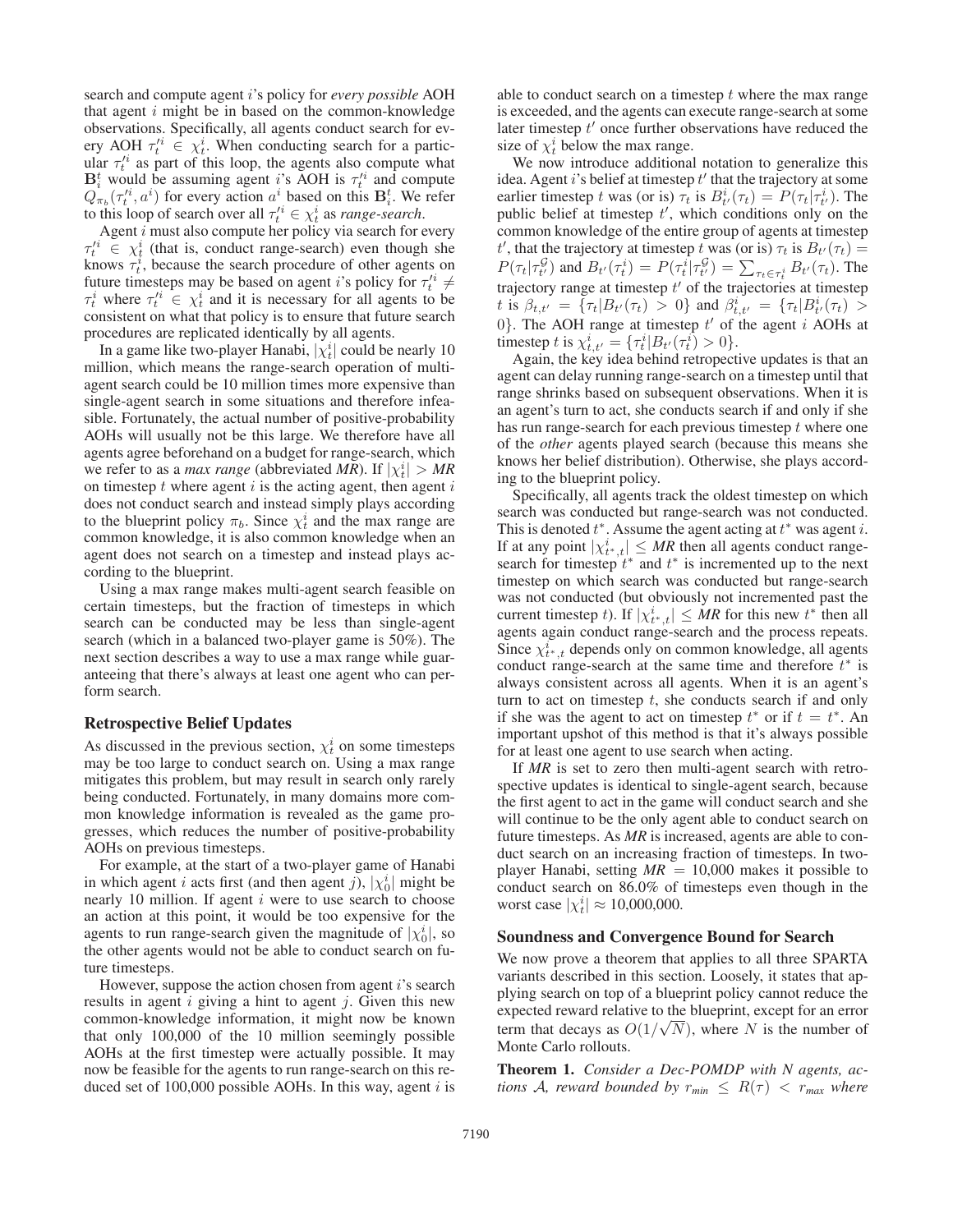search and compute agent $i$'s policy for *every possible* AOH that agent $i$ might be in based on the common-knowledge observations. Specifically, all agents conduct search for every AOH $\tau_t'^i \in \chi_t^i$. When conducting search for a particular $\tau_t'^i$ as part of this loop, the agents also compute what $\mathbf{B}_i^t$ would be assuming agent $i$'s AOH is $\tau_t'^i$ and compute $Q_{\pi_b}(\tau_t'^i, a^i)$ for every action $a^i$ based on this $\mathbf{B}_i^t$. We refer to this loop of search over all $\tau_t'^i \in \chi_t^i$ as *range-search*.

Agent $i$ must also compute her policy via search for every $\tau_t'^i \in \chi_t^i$ (that is, conduct range-search) even though she knows $\tau_t^i$, because the search procedure of other agents on future timesteps may be based on agent $i$'s policy for $\tau_t'^i \neq \tau_t^i$ where $\tau_t'^i \in \chi_t^i$ and it is necessary for all agents to be consistent on what that policy is to ensure that future search procedures are replicated identically by all agents.

In a game like two-player Hanabi, $|\chi_t^i|$ could be nearly 10 million, which means the range-search operation of multi-agent search could be 10 million times more expensive than single-agent search in some situations and therefore infeasible. Fortunately, the actual number of positive-probability AOHs will usually not be this large. We therefore have all agents agree beforehand on a budget for range-search, which we refer to as a *max range* (abbreviated *MR*). If $|\chi_t^i| > MR$ on timestep $t$ where agent $i$ is the acting agent, then agent $i$ does not conduct search and instead simply plays according to the blueprint policy $\pi_b$. Since $\chi_t^i$ and the max range are common knowledge, it is also common knowledge when an agent does not search on a timestep and instead plays according to the blueprint.

Using a max range makes multi-agent search feasible on certain timesteps, but the fraction of timesteps in which search can be conducted may be less than single-agent search (which in a balanced two-player game is 50%). The next section describes a way to use a max range while guaranteeing that there's always at least one agent who can perform search.

### Retrospective Belief Updates

As discussed in the previous section, $\chi_t^i$ on some timesteps may be too large to conduct search on. Using a max range mitigates this problem, but may result in search only rarely being conducted. Fortunately, in many domains more common knowledge information is revealed as the game progresses, which reduces the number of positive-probability AOHs on previous timesteps.

For example, at the start of a two-player game of Hanabi in which agent $i$ acts first (and then agent $j$), $|\chi_0^i|$ might be nearly 10 million. If agent $i$ were to use search to choose an action at this point, it would be too expensive for the agents to run range-search given the magnitude of $|\chi_0^i|$, so the other agents would not be able to conduct search on future timesteps.

However, suppose the action chosen from agent $i$'s search results in agent $i$ giving a hint to agent $j$. Given this new common-knowledge information, it might now be known that only 100,000 of the 10 million seemingly possible AOHs at the first timestep were actually possible. It may now be feasible for the agents to run range-search on this reduced set of 100,000 possible AOHs. In this way, agent $i$ is able to conduct search on a timestep $t$ where the max range is exceeded, and the agents can execute range-search at some later timestep $t'$ once further observations have reduced the size of $\chi_t^i$ below the max range.

We now introduce additional notation to generalize this idea. Agent $i$'s belief at timestep $t'$ that the trajectory at some earlier timestep $t$ was (or is) $\tau_t$ is $B_{t'}^i(\tau_t) = P(\tau_t|\tau_{t'}^i)$. The public belief at timestep $t'$, which conditions only on the common knowledge of the entire group of agents at timestep $t'$, that the trajectory at timestep $t$ was (or is) $\tau_t$ is $B_{t'}(\tau_t) = P(\tau_t|\tau_{t'}^{\mathcal{G}})$ and $B_{t'}(\tau_t^i) = P(\tau_t^i|\tau_{t'}^{\mathcal{G}}) = \sum_{\tau_t \in \tau_t^i} B_{t'}(\tau_t)$. The trajectory range at timestep $t'$ of the trajectories at timestep $t$ is $\beta_{t,t'} = \{\tau_t | B_{t'}(\tau_t) > 0\}$ and $\beta_{t,t'}^i = \{\tau_t | B_{t'}^i(\tau_t) > 0\}$. The AOH range at timestep $t'$ of the agent $i$ AOHs at timestep $t$ is $\chi_{t,t'}^i = \{\tau_t^i | B_{t'}(\tau_t^i) > 0\}$.

Again, the key idea behind retropective updates is that an agent can delay running range-search on a timestep until that range shrinks based on subsequent observations. When it is an agent's turn to act, she conducts search if and only if she has run range-search for each previous timestep $t$ where one of the *other* agents played search (because this means she knows her belief distribution). Otherwise, she plays according to the blueprint policy.

Specifically, all agents track the oldest timestep on which search was conducted but range-search was not conducted. This is denoted $t^*$. Assume the agent acting at $t^*$ was agent $i$. If at any point $|\chi_{t^*,t}^i| \leq MR$ then all agents conduct range-search for timestep $t^*$ and $t^*$ is incremented up to the next timestep on which search was conducted but range-search was not conducted (but obviously not incremented past the current timestep $t$). If $|\chi_{t^*,t}^i| \leq MR$ for this new $t^*$ then all agents again conduct range-search and the process repeats. Since $\chi_{t^*,t}^i$ depends only on common knowledge, all agents conduct range-search at the same time and therefore $t^*$ is always consistent across all agents. When it is an agent's turn to act on timestep $t$, she conducts search if and only if she was the agent to act on timestep $t^*$ or if $t = t^*$. An important upshot of this method is that it's always possible for at least one agent to use search when acting.

If *MR* is set to zero then multi-agent search with retrospective updates is identical to single-agent search, because the first agent to act in the game will conduct search and she will continue to be the only agent able to conduct search on future timesteps. As *MR* is increased, agents are able to conduct search on an increasing fraction of timesteps. In two-player Hanabi, setting $MR = 10{,}000$ makes it possible to conduct search on 86.0% of timesteps even though in the worst case $|\chi_t^i| \approx 10{,}000{,}000$.

### Soundness and Convergence Bound for Search

We now prove a theorem that applies to all three SPARTA variants described in this section. Loosely, it states that applying search on top of a blueprint policy cannot reduce the expected reward relative to the blueprint, except for an error term that decays as $O(1/\sqrt{N})$, where $N$ is the number of Monte Carlo rollouts.

**Theorem 1.** *Consider a Dec-POMDP with $N$ agents, actions $\mathcal{A}$, reward bounded by $r_{min} \leq R(\tau) < r_{max}$ where*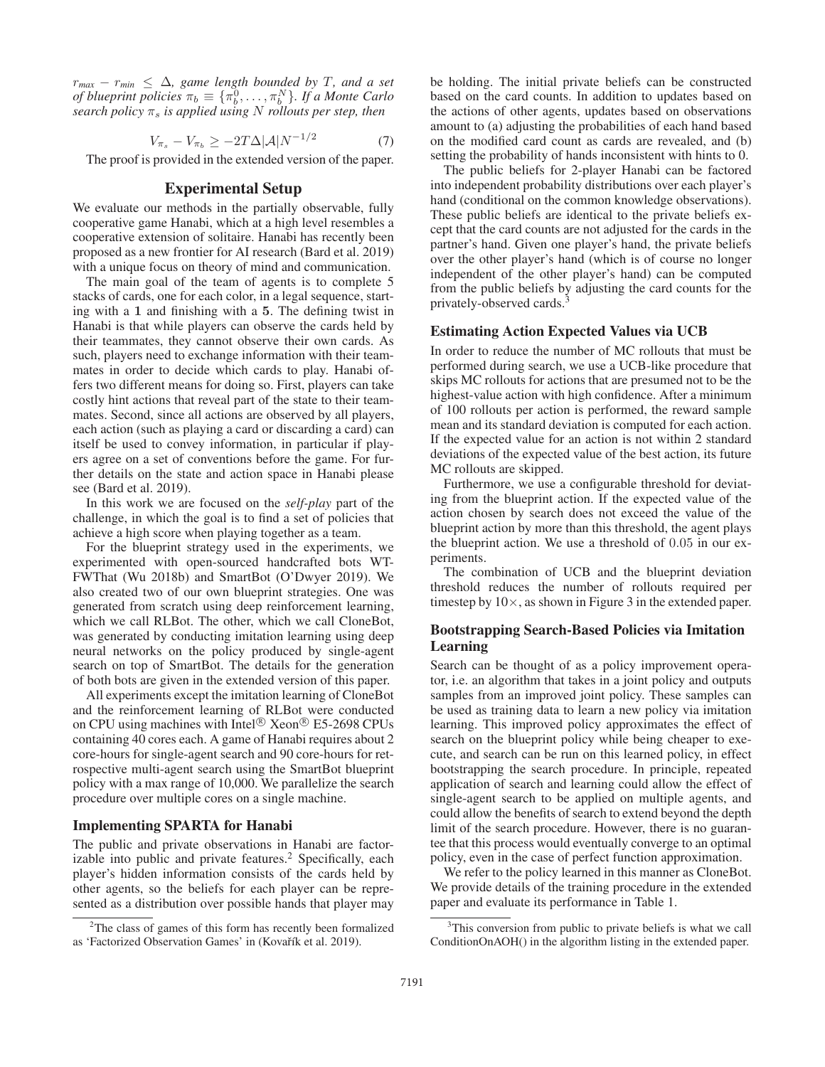$r_{max} - r_{min} \leq \Delta$*, game length bounded by* $T$*, and a set of blueprint policies* $\pi_b \equiv \{\pi_b^0, \ldots, \pi_b^N\}$*. If a Monte Carlo search policy* $\pi_s$ *is applied using* $N$ *rollouts per step, then*

$$V_{\pi_s} - V_{\pi_b} \geq -2T\Delta|\mathcal{A}|N^{-1/2} \tag{7}$$

The proof is provided in the extended version of the paper.

## Experimental Setup

We evaluate our methods in the partially observable, fully cooperative game Hanabi, which at a high level resembles a cooperative extension of solitaire. Hanabi has recently been proposed as a new frontier for AI research (Bard et al. 2019) with a unique focus on theory of mind and communication.

The main goal of the team of agents is to complete 5 stacks of cards, one for each color, in a legal sequence, starting with a **1** and finishing with a **5**. The defining twist in Hanabi is that while players can observe the cards held by their teammates, they cannot observe their own cards. As such, players need to exchange information with their teammates in order to decide which cards to play. Hanabi offers two different means for doing so. First, players can take costly hint actions that reveal part of the state to their teammates. Second, since all actions are observed by all players, each action (such as playing a card or discarding a card) can itself be used to convey information, in particular if players agree on a set of conventions before the game. For further details on the state and action space in Hanabi please see (Bard et al. 2019).

In this work we are focused on the *self-play* part of the challenge, in which the goal is to find a set of policies that achieve a high score when playing together as a team.

For the blueprint strategy used in the experiments, we experimented with open-sourced handcrafted bots WTFWThat (Wu 2018b) and SmartBot (O'Dwyer 2019). We also created two of our own blueprint strategies. One was generated from scratch using deep reinforcement learning, which we call RLBot. The other, which we call CloneBot, was generated by conducting imitation learning using deep neural networks on the policy produced by single-agent search on top of SmartBot. The details for the generation of both bots are given in the extended version of this paper.

All experiments except the imitation learning of CloneBot and the reinforcement learning of RLBot were conducted on CPU using machines with Intel® Xeon® E5-2698 CPUs containing 40 cores each. A game of Hanabi requires about 2 core-hours for single-agent search and 90 core-hours for retrospective multi-agent search using the SmartBot blueprint policy with a max range of 10,000. We parallelize the search procedure over multiple cores on a single machine.

### Implementing SPARTA for Hanabi

The public and private observations in Hanabi are factorizable into public and private features.[2] Specifically, each player's hidden information consists of the cards held by other agents, so the beliefs for each player can be represented as a distribution over possible hands that player may be holding. The initial private beliefs can be constructed based on the card counts. In addition to updates based on the actions of other agents, updates based on observations amount to (a) adjusting the probabilities of each hand based on the modified card count as cards are revealed, and (b) setting the probability of hands inconsistent with hints to 0.

The public beliefs for 2-player Hanabi can be factored into independent probability distributions over each player's hand (conditional on the common knowledge observations). These public beliefs are identical to the private beliefs except that the card counts are not adjusted for the cards in the partner's hand. Given one player's hand, the private beliefs over the other player's hand (which is of course no longer independent of the other player's hand) can be computed from the public beliefs by adjusting the card counts for the privately-observed cards.[3]

### Estimating Action Expected Values via UCB

In order to reduce the number of MC rollouts that must be performed during search, we use a UCB-like procedure that skips MC rollouts for actions that are presumed not to be the highest-value action with high confidence. After a minimum of 100 rollouts per action is performed, the reward sample mean and its standard deviation is computed for each action. If the expected value for an action is not within 2 standard deviations of the expected value of the best action, its future MC rollouts are skipped.

Furthermore, we use a configurable threshold for deviating from the blueprint action. If the expected value of the action chosen by search does not exceed the value of the blueprint action by more than this threshold, the agent plays the blueprint action. We use a threshold of 0.05 in our experiments.

The combination of UCB and the blueprint deviation threshold reduces the number of rollouts required per timestep by 10×, as shown in Figure 3 in the extended paper.

### Bootstrapping Search-Based Policies via Imitation Learning

Search can be thought of as a policy improvement operator, i.e. an algorithm that takes in a joint policy and outputs samples from an improved joint policy. These samples can be used as training data to learn a new policy via imitation learning. This improved policy approximates the effect of search on the blueprint policy while being cheaper to execute, and search can be run on this learned policy, in effect bootstrapping the search procedure. In principle, repeated application of search and learning could allow the effect of single-agent search to be applied on multiple agents, and could allow the benefits of search to extend beyond the depth limit of the search procedure. However, there is no guarantee that this process would eventually converge to an optimal policy, even in the case of perfect function approximation.

We refer to the policy learned in this manner as CloneBot. We provide details of the training procedure in the extended paper and evaluate its performance in Table 1.

---

[2] The class of games of this form has recently been formalized as 'Factorized Observation Games' in (Kovařík et al. 2019).

[3] This conversion from public to private beliefs is what we call ConditionOnAOH() in the algorithm listing in the extended paper.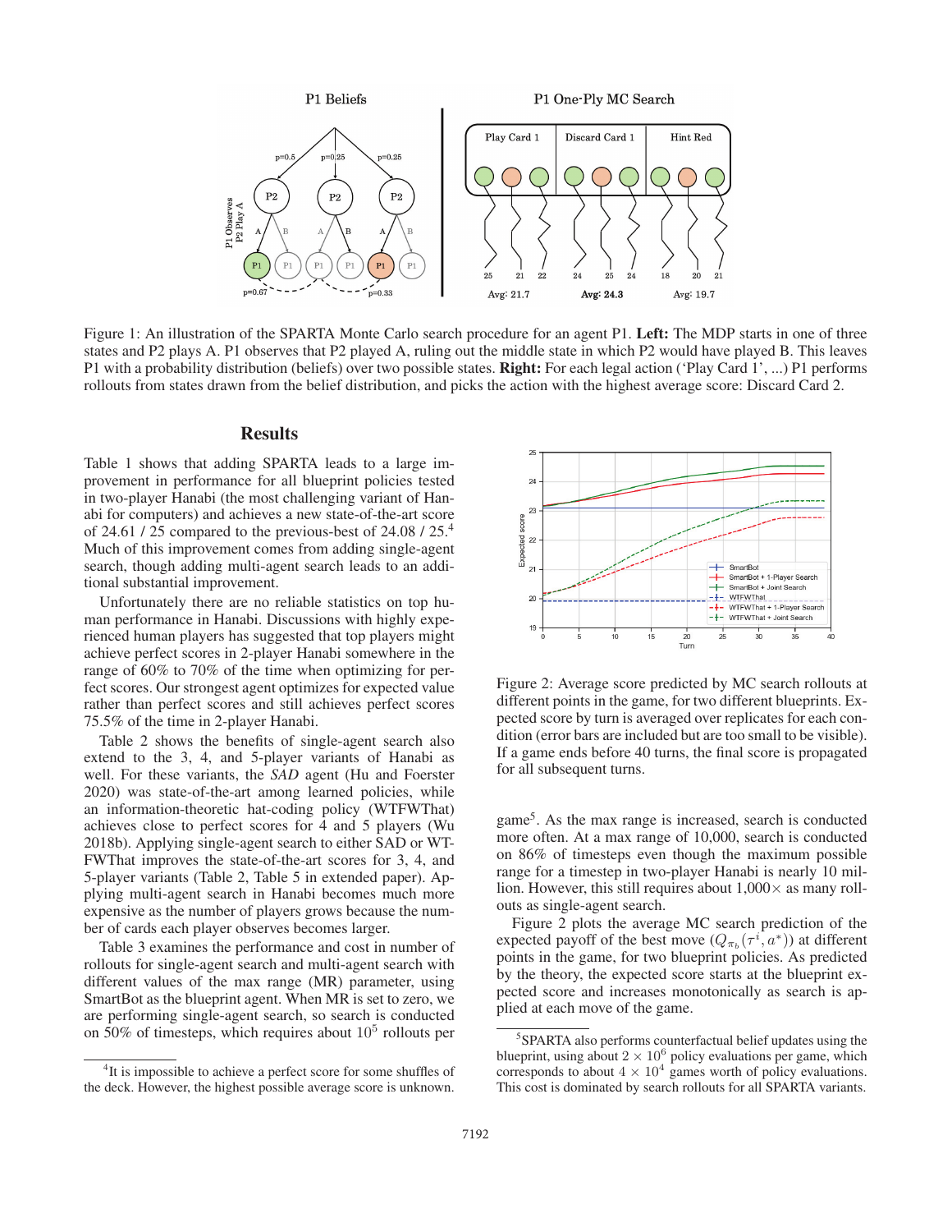Figure 1: An illustration of the SPARTA Monte Carlo search procedure for an agent P1. **Left:** The MDP starts in one of three states and P2 plays A. P1 observes that P2 played A, ruling out the middle state in which P2 would have played B. This leaves P1 with a probability distribution (beliefs) over two possible states. **Right:** For each legal action ('Play Card 1', ...) P1 performs rollouts from states drawn from the belief distribution, and picks the action with the highest average score: Discard Card 2.

## Results

Table 1 shows that adding SPARTA leads to a large improvement in performance for all blueprint policies tested in two-player Hanabi (the most challenging variant of Hanabi for computers) and achieves a new state-of-the-art score of 24.61 / 25 compared to the previous-best of 24.08 / 25.[4] Much of this improvement comes from adding single-agent search, though adding multi-agent search leads to an additional substantial improvement.

Unfortunately there are no reliable statistics on top human performance in Hanabi. Discussions with highly experienced human players has suggested that top players might achieve perfect scores in 2-player Hanabi somewhere in the range of 60% to 70% of the time when optimizing for perfect scores. Our strongest agent optimizes for expected value rather than perfect scores and still achieves perfect scores 75.5% of the time in 2-player Hanabi.

Table 2 shows the benefits of single-agent search also extend to the 3, 4, and 5-player variants of Hanabi as well. For these variants, the *SAD* agent (Hu and Foerster 2020) was state-of-the-art among learned policies, while an information-theoretic hat-coding policy (WTFWThat) achieves close to perfect scores for 4 and 5 players (Wu 2018b). Applying single-agent search to either SAD or WTFWThat improves the state-of-the-art scores for 3, 4, and 5-player variants (Table 2, Table 5 in extended paper). Applying multi-agent search in Hanabi becomes much more expensive as the number of players grows because the number of cards each player observes becomes larger.

Table 3 examines the performance and cost in number of rollouts for single-agent search and multi-agent search with different values of the max range (MR) parameter, using SmartBot as the blueprint agent. When MR is set to zero, we are performing single-agent search, so search is conducted on 50% of timesteps, which requires about $10^5$ rollouts per game[5]. As the max range is increased, search is conducted more often. At a max range of 10,000, search is conducted on 86% of timesteps even though the maximum possible range for a timestep in two-player Hanabi is nearly 10 million. However, this still requires about 1,000× as many rollouts as single-agent search.

Figure 2: Average score predicted by MC search rollouts at different points in the game, for two different blueprints. Expected score by turn is averaged over replicates for each condition (error bars are included but are too small to be visible). If a game ends before 40 turns, the final score is propagated for all subsequent turns.

Figure 2 plots the average MC search prediction of the expected payoff of the best move ($Q_{\pi_b}(\tau^i, a^*)$) at different points in the game, for two blueprint policies. As predicted by the theory, the expected score starts at the blueprint expected score and increases monotonically as search is applied at each move of the game.

[4] It is impossible to achieve a perfect score for some shuffles of the deck. However, the highest possible average score is unknown.

[5] SPARTA also performs counterfactual belief updates using the blueprint, using about $2 \times 10^6$ policy evaluations per game, which corresponds to about $4 \times 10^4$ games worth of policy evaluations. This cost is dominated by search rollouts for all SPARTA variants.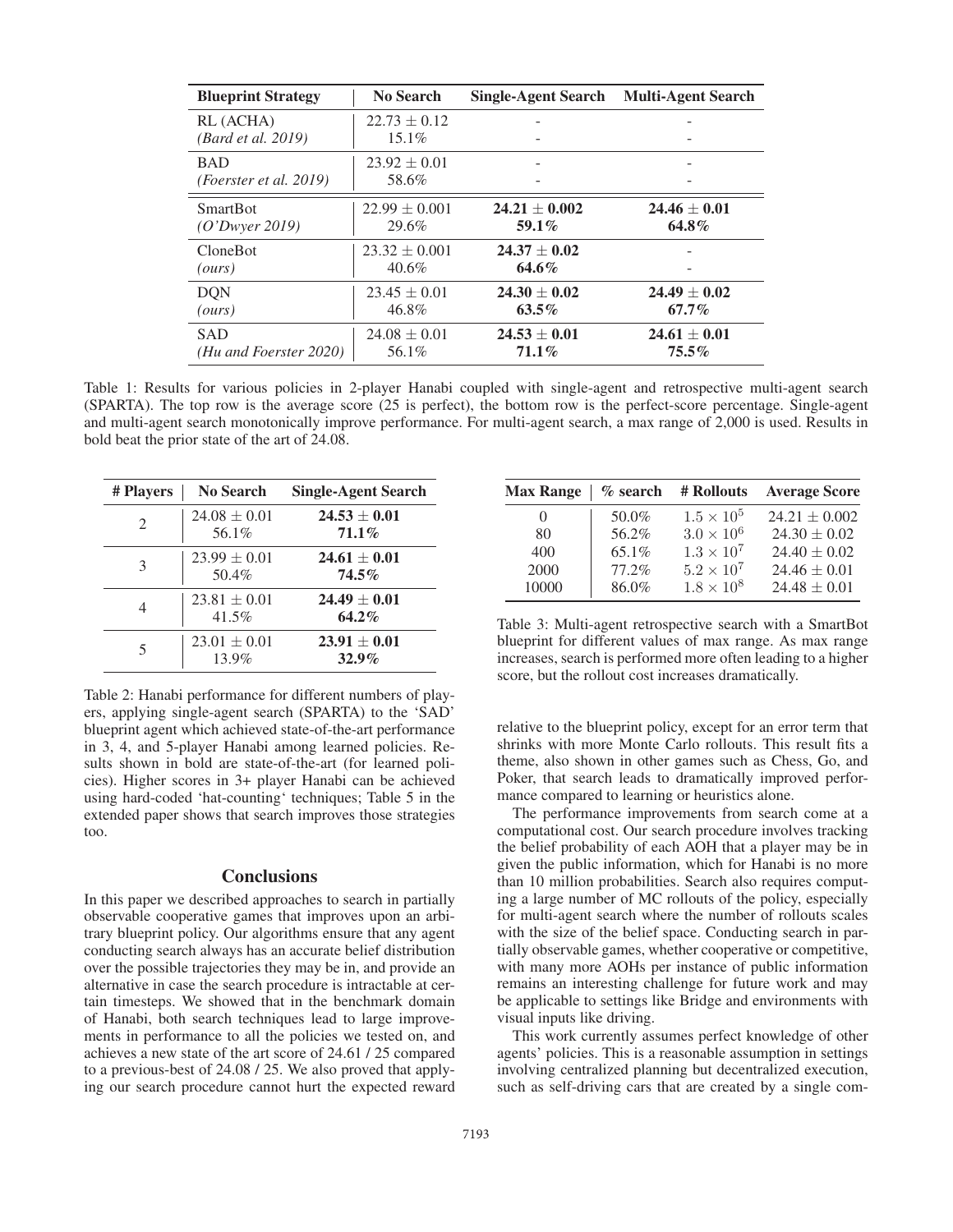| Blueprint Strategy | No Search | Single-Agent Search | Multi-Agent Search |
|---|---|---|---|
| RL (ACHA) | $22.73 \pm 0.12$ | - | - |
| *(Bard et al. 2019)* | 15.1% | - | - |
| BAD | $23.92 \pm 0.01$ | - | - |
| *(Foerster et al. 2019)* | 58.6% | - | - |
| SmartBot | $22.99 \pm 0.001$ | **$24.21 \pm 0.002$** | **$24.46 \pm 0.01$** |
| *(O'Dwyer 2019)* | 29.6% | **59.1%** | **64.8%** |
| CloneBot | $23.32 \pm 0.001$ | **$24.37 \pm 0.02$** | - |
| *(ours)* | 40.6% | **64.6%** | - |
| DQN | $23.45 \pm 0.01$ | **$24.30 \pm 0.02$** | **$24.49 \pm 0.02$** |
| *(ours)* | 46.8% | **63.5%** | **67.7%** |
| SAD | $24.08 \pm 0.01$ | **$24.53 \pm 0.01$** | **$24.61 \pm 0.01$** |
| *(Hu and Foerster 2020)* | 56.1% | **71.1%** | **75.5%** |

Table 1: Results for various policies in 2-player Hanabi coupled with single-agent and retrospective multi-agent search (SPARTA). The top row is the average score (25 is perfect), the bottom row is the perfect-score percentage. Single-agent and multi-agent search monotonically improve performance. For multi-agent search, a max range of 2,000 is used. Results in bold beat the prior state of the art of 24.08.

| # Players | No Search | Single-Agent Search |
|---|---|---|
| 2 | $24.08 \pm 0.01$ | **$24.53 \pm 0.01$** |
| | 56.1% | **71.1%** |
| 3 | $23.99 \pm 0.01$ | **$24.61 \pm 0.01$** |
| | 50.4% | **74.5%** |
| 4 | $23.81 \pm 0.01$ | **$24.49 \pm 0.01$** |
| | 41.5% | **64.2%** |
| 5 | $23.01 \pm 0.01$ | **$23.91 \pm 0.01$** |
| | 13.9% | **32.9%** |

Table 2: Hanabi performance for different numbers of players, applying single-agent search (SPARTA) to the 'SAD' blueprint agent which achieved state-of-the-art performance in 3, 4, and 5-player Hanabi among learned policies. Results shown in bold are state-of-the-art (for learned policies). Higher scores in 3+ player Hanabi can be achieved using hard-coded 'hat-counting' techniques; Table 5 in the extended paper shows that search improves those strategies too.

## Conclusions

In this paper we described approaches to search in partially observable cooperative games that improves upon an arbitrary blueprint policy. Our algorithms ensure that any agent conducting search always has an accurate belief distribution over the possible trajectories they may be in, and provide an alternative in case the search procedure is intractable at certain timesteps. We showed that in the benchmark domain of Hanabi, both search techniques lead to large improvements in performance to all the policies we tested on, and achieves a new state of the art score of 24.61 / 25 compared to a previous-best of 24.08 / 25. We also proved that applying our search procedure cannot hurt the expected reward relative to the blueprint policy, except for an error term that shrinks with more Monte Carlo rollouts. This result fits a theme, also shown in other games such as Chess, Go, and Poker, that search leads to dramatically improved performance compared to learning or heuristics alone.

| Max Range | % search | # Rollouts | Average Score |
|---|---|---|---|
| 0 | 50.0% | $1.5 \times 10^5$ | $24.21 \pm 0.002$ |
| 80 | 56.2% | $3.0 \times 10^6$ | $24.30 \pm 0.02$ |
| 400 | 65.1% | $1.3 \times 10^7$ | $24.40 \pm 0.02$ |
| 2000 | 77.2% | $5.2 \times 10^7$ | $24.46 \pm 0.01$ |
| 10000 | 86.0% | $1.8 \times 10^8$ | $24.48 \pm 0.01$ |

Table 3: Multi-agent retrospective search with a SmartBot blueprint for different values of max range. As max range increases, search is performed more often leading to a higher score, but the rollout cost increases dramatically.

The performance improvements from search come at a computational cost. Our search procedure involves tracking the belief probability of each AOH that a player may be in given the public information, which for Hanabi is no more than 10 million probabilities. Search also requires computing a large number of MC rollouts of the policy, especially for multi-agent search where the number of rollouts scales with the size of the belief space. Conducting search in partially observable games, whether cooperative or competitive, with many more AOHs per instance of public information remains an interesting challenge for future work and may be applicable to settings like Bridge and environments with visual inputs like driving.

This work currently assumes perfect knowledge of other agents' policies. This is a reasonable assumption in settings involving centralized planning but decentralized execution, such as self-driving cars that are created by a single com-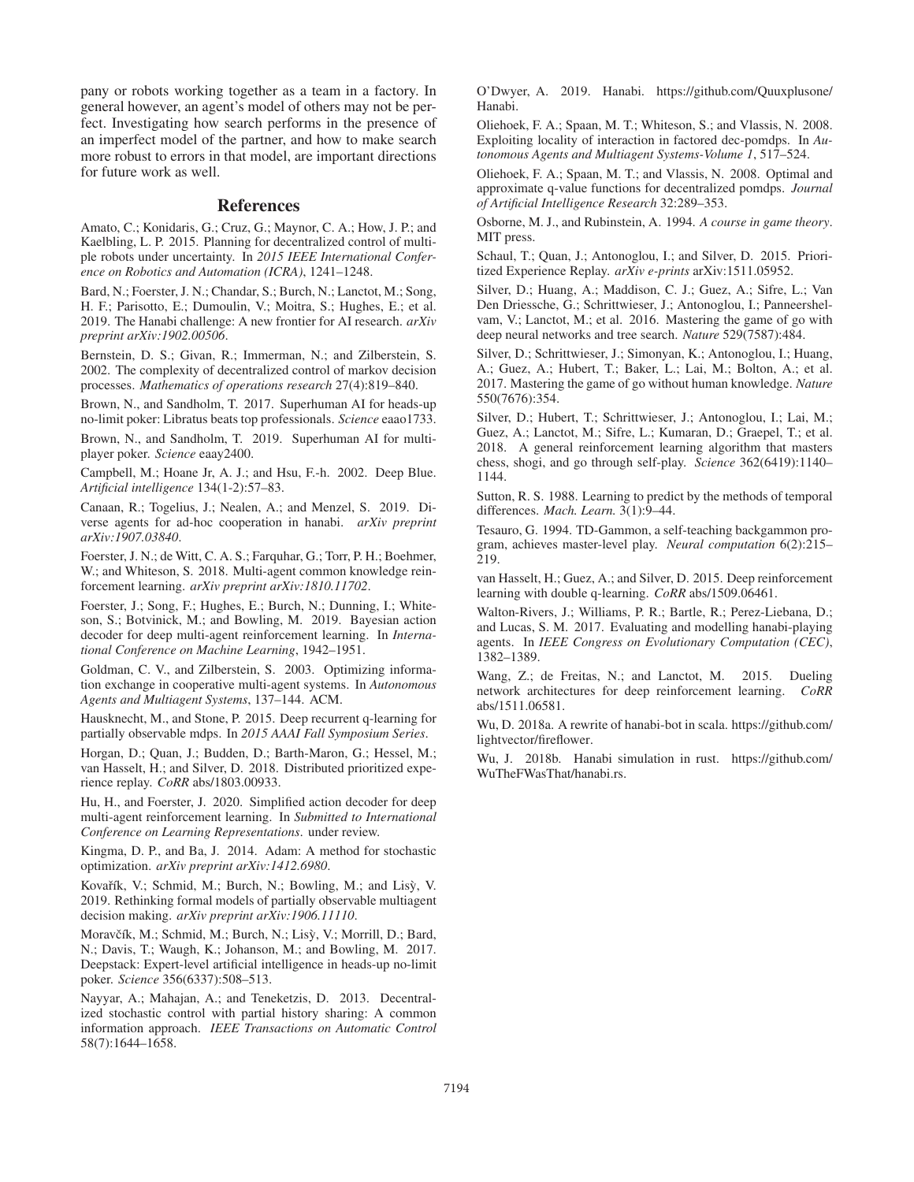pany or robots working together as a team in a factory. In general however, an agent's model of others may not be perfect. Investigating how search performs in the presence of an imperfect model of the partner, and how to make search more robust to errors in that model, are important directions for future work as well.

## References

Amato, C.; Konidaris, G.; Cruz, G.; Maynor, C. A.; How, J. P.; and Kaelbling, L. P. 2015. Planning for decentralized control of multiple robots under uncertainty. In *2015 IEEE International Conference on Robotics and Automation (ICRA)*, 1241–1248.

Bard, N.; Foerster, J. N.; Chandar, S.; Burch, N.; Lanctot, M.; Song, H. F.; Parisotto, E.; Dumoulin, V.; Moitra, S.; Hughes, E.; et al. 2019. The Hanabi challenge: A new frontier for AI research. *arXiv preprint arXiv:1902.00506*.

Bernstein, D. S.; Givan, R.; Immerman, N.; and Zilberstein, S. 2002. The complexity of decentralized control of markov decision processes. *Mathematics of operations research* 27(4):819–840.

Brown, N., and Sandholm, T. 2017. Superhuman AI for heads-up no-limit poker: Libratus beats top professionals. *Science* eaao1733.

Brown, N., and Sandholm, T. 2019. Superhuman AI for multiplayer poker. *Science* eaay2400.

Campbell, M.; Hoane Jr, A. J.; and Hsu, F.-h. 2002. Deep Blue. *Artificial intelligence* 134(1-2):57–83.

Canaan, R.; Togelius, J.; Nealen, A.; and Menzel, S. 2019. Diverse agents for ad-hoc cooperation in hanabi. *arXiv preprint arXiv:1907.03840*.

Foerster, J. N.; de Witt, C. A. S.; Farquhar, G.; Torr, P. H.; Boehmer, W.; and Whiteson, S. 2018. Multi-agent common knowledge reinforcement learning. *arXiv preprint arXiv:1810.11702*.

Foerster, J.; Song, F.; Hughes, E.; Burch, N.; Dunning, I.; Whiteson, S.; Botvinick, M.; and Bowling, M. 2019. Bayesian action decoder for deep multi-agent reinforcement learning. In *International Conference on Machine Learning*, 1942–1951.

Goldman, C. V., and Zilberstein, S. 2003. Optimizing information exchange in cooperative multi-agent systems. In *Autonomous Agents and Multiagent Systems*, 137–144. ACM.

Hausknecht, M., and Stone, P. 2015. Deep recurrent q-learning for partially observable mdps. In *2015 AAAI Fall Symposium Series*.

Horgan, D.; Quan, J.; Budden, D.; Barth-Maron, G.; Hessel, M.; van Hasselt, H.; and Silver, D. 2018. Distributed prioritized experience replay. *CoRR* abs/1803.00933.

Hu, H., and Foerster, J. 2020. Simplified action decoder for deep multi-agent reinforcement learning. In *Submitted to International Conference on Learning Representations*. under review.

Kingma, D. P., and Ba, J. 2014. Adam: A method for stochastic optimization. *arXiv preprint arXiv:1412.6980*.

Kovařík, V.; Schmid, M.; Burch, N.; Bowling, M.; and Lisỳ, V. 2019. Rethinking formal models of partially observable multiagent decision making. *arXiv preprint arXiv:1906.11110*.

Moravčík, M.; Schmid, M.; Burch, N.; Lisỳ, V.; Morrill, D.; Bard, N.; Davis, T.; Waugh, K.; Johanson, M.; and Bowling, M. 2017. Deepstack: Expert-level artificial intelligence in heads-up no-limit poker. *Science* 356(6337):508–513.

Nayyar, A.; Mahajan, A.; and Teneketzis, D. 2013. Decentralized stochastic control with partial history sharing: A common information approach. *IEEE Transactions on Automatic Control* 58(7):1644–1658.

O'Dwyer, A. 2019. Hanabi. https://github.com/Quuxplusone/Hanabi.

Oliehoek, F. A.; Spaan, M. T.; Whiteson, S.; and Vlassis, N. 2008. Exploiting locality of interaction in factored dec-pomdps. In *Autonomous Agents and Multiagent Systems-Volume 1*, 517–524.

Oliehoek, F. A.; Spaan, M. T.; and Vlassis, N. 2008. Optimal and approximate q-value functions for decentralized pomdps. *Journal of Artificial Intelligence Research* 32:289–353.

Osborne, M. J., and Rubinstein, A. 1994. *A course in game theory*. MIT press.

Schaul, T.; Quan, J.; Antonoglou, I.; and Silver, D. 2015. Prioritized Experience Replay. *arXiv e-prints* arXiv:1511.05952.

Silver, D.; Huang, A.; Maddison, C. J.; Guez, A.; Sifre, L.; Van Den Driessche, G.; Schrittwieser, J.; Antonoglou, I.; Panneershelvam, V.; Lanctot, M.; et al. 2016. Mastering the game of go with deep neural networks and tree search. *Nature* 529(7587):484.

Silver, D.; Schrittwieser, J.; Simonyan, K.; Antonoglou, I.; Huang, A.; Guez, A.; Hubert, T.; Baker, L.; Lai, M.; Bolton, A.; et al. 2017. Mastering the game of go without human knowledge. *Nature* 550(7676):354.

Silver, D.; Hubert, T.; Schrittwieser, J.; Antonoglou, I.; Lai, M.; Guez, A.; Lanctot, M.; Sifre, L.; Kumaran, D.; Graepel, T.; et al. 2018. A general reinforcement learning algorithm that masters chess, shogi, and go through self-play. *Science* 362(6419):1140–1144.

Sutton, R. S. 1988. Learning to predict by the methods of temporal differences. *Mach. Learn.* 3(1):9–44.

Tesauro, G. 1994. TD-Gammon, a self-teaching backgammon program, achieves master-level play. *Neural computation* 6(2):215–219.

van Hasselt, H.; Guez, A.; and Silver, D. 2015. Deep reinforcement learning with double q-learning. *CoRR* abs/1509.06461.

Walton-Rivers, J.; Williams, P. R.; Bartle, R.; Perez-Liebana, D.; and Lucas, S. M. 2017. Evaluating and modelling hanabi-playing agents. In *IEEE Congress on Evolutionary Computation (CEC)*, 1382–1389.

Wang, Z.; de Freitas, N.; and Lanctot, M. 2015. Dueling network architectures for deep reinforcement learning. *CoRR* abs/1511.06581.

Wu, D. 2018a. A rewrite of hanabi-bot in scala. https://github.com/lightvector/fireflower.

Wu, J. 2018b. Hanabi simulation in rust. https://github.com/WuTheFWasThat/hanabi.rs.